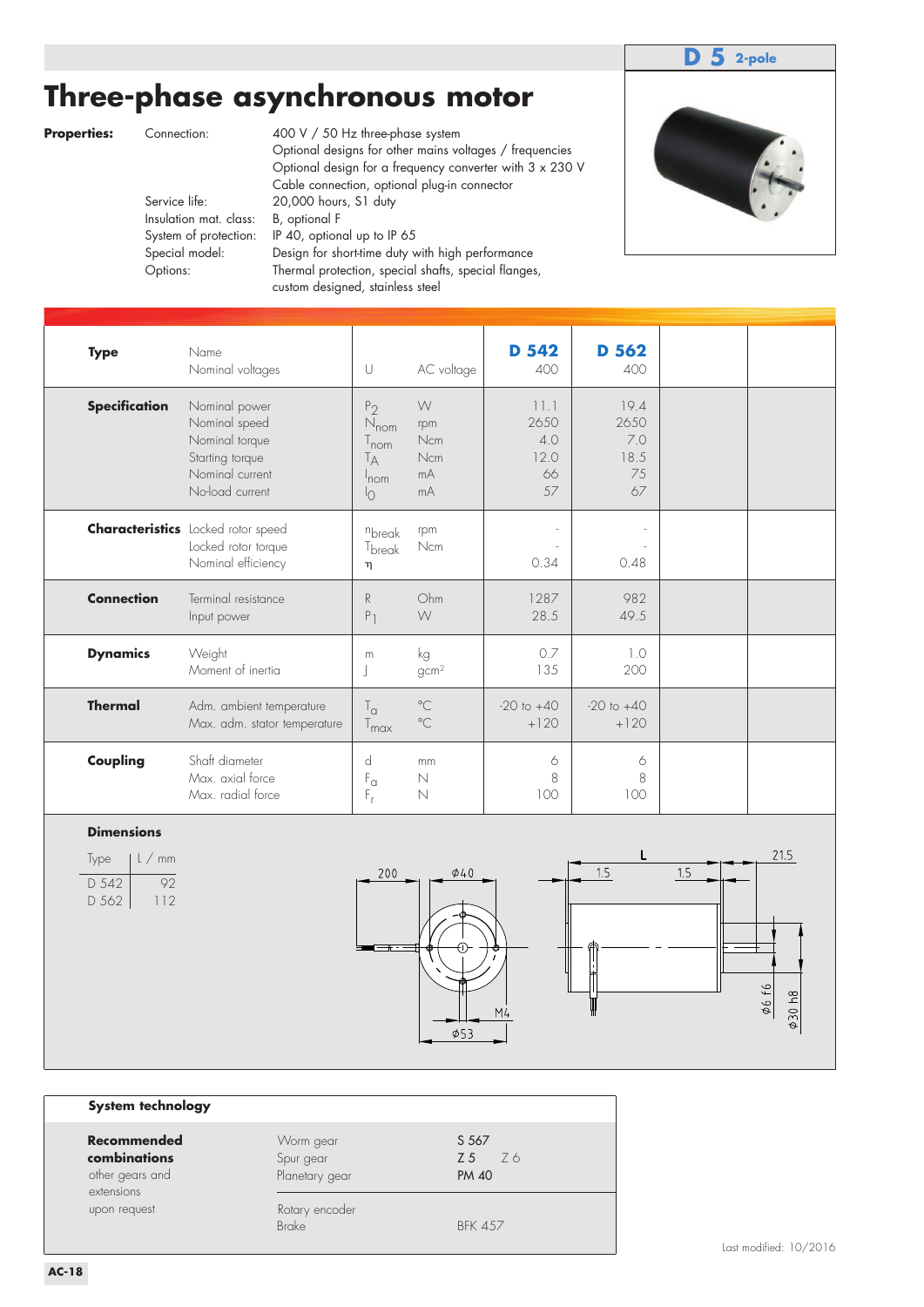**D 5** 2-pole

# Three-phase asynchronous motor

**Properties:**

| | |
|---|---|
| Connection: | 400 V / 50 Hz three-phase system<br>Optional designs for other mains voltages / frequencies<br>Optional design for a frequency converter with 3 x 230 V<br>Cable connection, optional plug-in connector |
| Service life: | 20,000 hours, S1 duty |
| Insulation mat. class: | B, optional F |
| System of protection: | IP 40, optional up to IP 65 |
| Special model: | Design for short-time duty with high performance |
| Options: | Thermal protection, special shafts, special flanges, custom designed, stainless steel |

| | | | | D 542 | D 562 | | |
|---|---|---|---|---|---|---|---|
| **Type** | Name<br>Nominal voltages | U | AC voltage | 400 | 400 | | |
| **Specification** | Nominal power | $P_2$ | W | 11.1 | 19.4 | | |
| | Nominal speed | $N_{nom}$ | rpm | 2650 | 2650 | | |
| | Nominal torque | $T_{nom}$ | Ncm | 4.0 | 7.0 | | |
| | Starting torque | $T_A$ | Ncm | 12.0 | 18.5 | | |
| | Nominal current | $I_{nom}$ | mA | 66 | 75 | | |
| | No-load current | $I_0$ | mA | 57 | 67 | | |
| **Characteristics** | Locked rotor speed | $n_{break}$ | rpm | - | - | | |
| | Locked rotor torque | $T_{break}$ | Ncm | - | - | | |
| | Nominal efficiency | $\eta$ | | 0.34 | 0.48 | | |
| **Connection** | Terminal resistance | R | Ohm | 1287 | 982 | | |
| | Input power | $P_1$ | W | 28.5 | 49.5 | | |
| **Dynamics** | Weight | m | kg | 0.7 | 1.0 | | |
| | Moment of inertia | J | gcm² | 135 | 200 | | |
| **Thermal** | Adm. ambient temperature | $T_a$ | °C | -20 to +40 | -20 to +40 | | |
| | Max. adm. stator temperature | $T_{max}$ | °C | +120 | +120 | | |
| **Coupling** | Shaft diameter | d | mm | 6 | 6 | | |
| | Max. axial force | $F_a$ | N | 8 | 8 | | |
| | Max. radial force | $F_r$ | N | 100 | 100 | | |

**Dimensions**

| Type | L / mm |
|---|---|
| D 542 | 92 |
| D 562 | 112 |

**System technology**

| | | |
|---|---|---|
| **Recommended combinations**<br>other gears and extensions<br>upon request | Worm gear | S 567 |
| | Spur gear | Z 5 Z 6 |
| | Planetary gear | PM 40 |
| | Rotary encoder | |
| | Brake | BFK 457 |

Last modified: 10/2016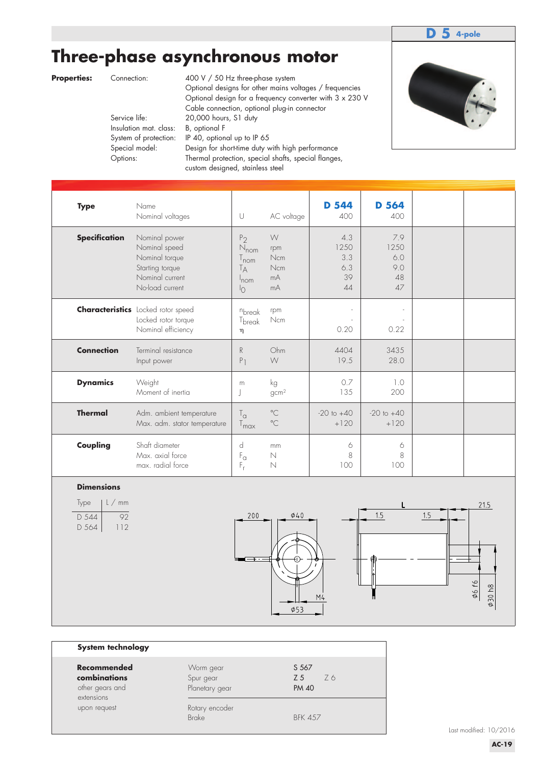**D 5** 4-pole

# Three-phase asynchronous motor

**Properties:**

| | |
|---|---|
| Connection: | 400 V / 50 Hz three-phase system<br>Optional designs for other mains voltages / frequencies<br>Optional design for a frequency converter with 3 x 230 V<br>Cable connection, optional plug-in connector |
| Service life: | 20,000 hours, S1 duty |
| Insulation mat. class: | B, optional F |
| System of protection: | IP 40, optional up to IP 65 |
| Special model: | Design for short-time duty with high performance |
| Options: | Thermal protection, special shafts, special flanges, custom designed, stainless steel |

| | | | | D 544 | D 564 |
|---|---|---|---|---|---|
| **Type** | Name<br>Nominal voltages | U | AC voltage | 400 | 400 |
| **Specification** | Nominal power | $P_2$ | W | 4.3 | 7.9 |
| | Nominal speed | $N_{nom}$ | rpm | 1250 | 1250 |
| | Nominal torque | $T_{nom}$ | Ncm | 3.3 | 6.0 |
| | Starting torque | $T_A$ | Ncm | 6.3 | 9.0 |
| | Nominal current | $I_{nom}$ | mA | 39 | 48 |
| | No-load current | $I_0$ | mA | 44 | 47 |
| **Characteristics** | Locked rotor speed | $n_{break}$ | rpm | - | - |
| | Locked rotor torque | $T_{break}$ | Ncm | - | - |
| | Nominal efficiency | $\eta$ | | 0.20 | 0.22 |
| **Connection** | Terminal resistance | R | Ohm | 4404 | 3435 |
| | Input power | $P_1$ | W | 19.5 | 28.0 |
| **Dynamics** | Weight | m | kg | 0.7 | 1.0 |
| | Moment of inertia | J | gcm² | 135 | 200 |
| **Thermal** | Adm. ambient temperature | $T_a$ | °C | -20 to +40 | -20 to +40 |
| | Max. adm. stator temperature | $T_{max}$ | °C | +120 | +120 |
| **Coupling** | Shaft diameter | d | mm | 6 | 6 |
| | Max. axial force | $F_a$ | N | 8 | 8 |
| | max. radial force | $F_r$ | N | 100 | 100 |

**Dimensions**

| Type | L / mm |
|---|---|
| D 544 | 92 |
| D 564 | 112 |

200
ø40
ø53
M4
L
1.5
1.5
21.5
ø6 f6
ø30 h8

| System technology | | |
|---|---|---|
| **Recommended combinations** | Worm gear | S 567 |
| | Spur gear | Z 5 Z 6 |
| | Planetary gear | PM 40 |
| other gears and extensions upon request | Rotary encoder | |
| | Brake | BFK 457 |

Last modified: 10/2016